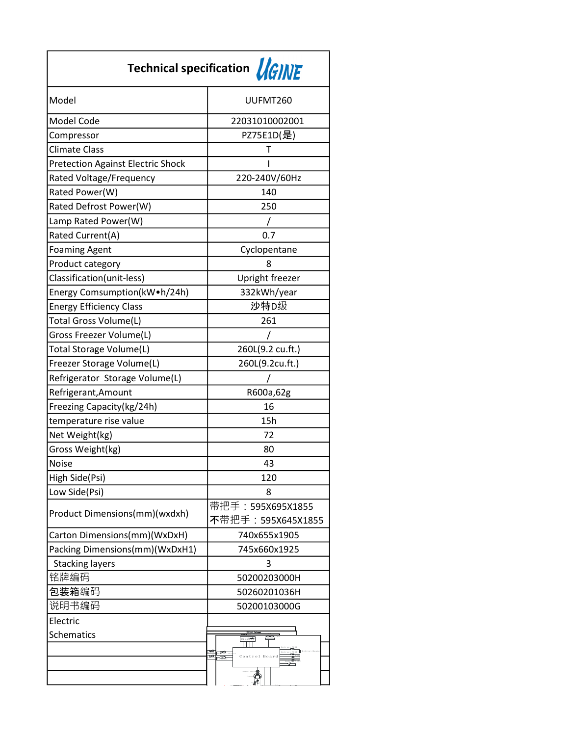## Technical specification UGINE

| Model | UUFMT260 |
|---|---|
| Model Code | 22031010002001 |
| Compressor | PZ75E1D(是) |
| Climate Class | T |
| Pretection Against Electric Shock | I |
| Rated Voltage/Frequency | 220-240V/60Hz |
| Rated Power(W) | 140 |
| Rated Defrost Power(W) | 250 |
| Lamp Rated Power(W) | / |
| Rated Current(A) | 0.7 |
| Foaming Agent | Cyclopentane |
| Product category | 8 |
| Classification(unit-less) | Upright freezer |
| Energy Comsumption(kW•h/24h) | 332kWh/year |
| Energy Efficiency Class | 沙特D级 |
| Total Gross Volume(L) | 261 |
| Gross Freezer Volume(L) | / |
| Total Storage Volume(L) | 260L(9.2 cu.ft.) |
| Freezer Storage Volume(L) | 260L(9.2cu.ft.) |
| Refrigerator Storage Volume(L) | / |
| Refrigerant,Amount | R600a,62g |
| Freezing Capacity(kg/24h) | 16 |
| temperature rise value | 15h |
| Net Weight(kg) | 72 |
| Gross Weight(kg) | 80 |
| Noise | 43 |
| High Side(Psi) | 120 |
| Low Side(Psi) | 8 |
| Product Dimensions(mm)(wxdxh) | 带把手：595X695X1855<br>不带把手：595X645X1855 |
| Carton Dimensions(mm)(WxDxH) | 740x655x1905 |
| Packing Dimensions(mm)(WxDxH1) | 745x660x1925 |
| Stacking layers | 3 |
| 铭牌编码 | 50200203000H |
| 包装箱编码 | 50260201036H |
| 说明书编码 | 50200103000G |
| Electric Schematics | Control Board |
| | |
| | |
| | |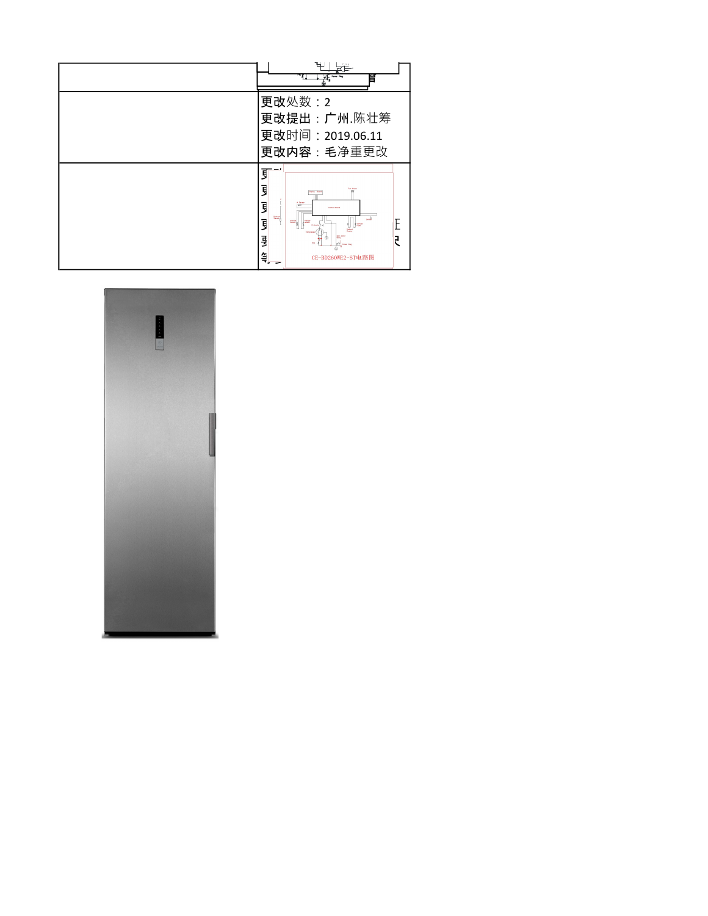| | |
|---|---|
| | |
| | 更改处数：2<br>更改提出：广州.陈壮筹<br>更改时间：2019.06.11<br>更改内容：毛净重更改 |
| | CE-BD260WE2-ST电路图 |